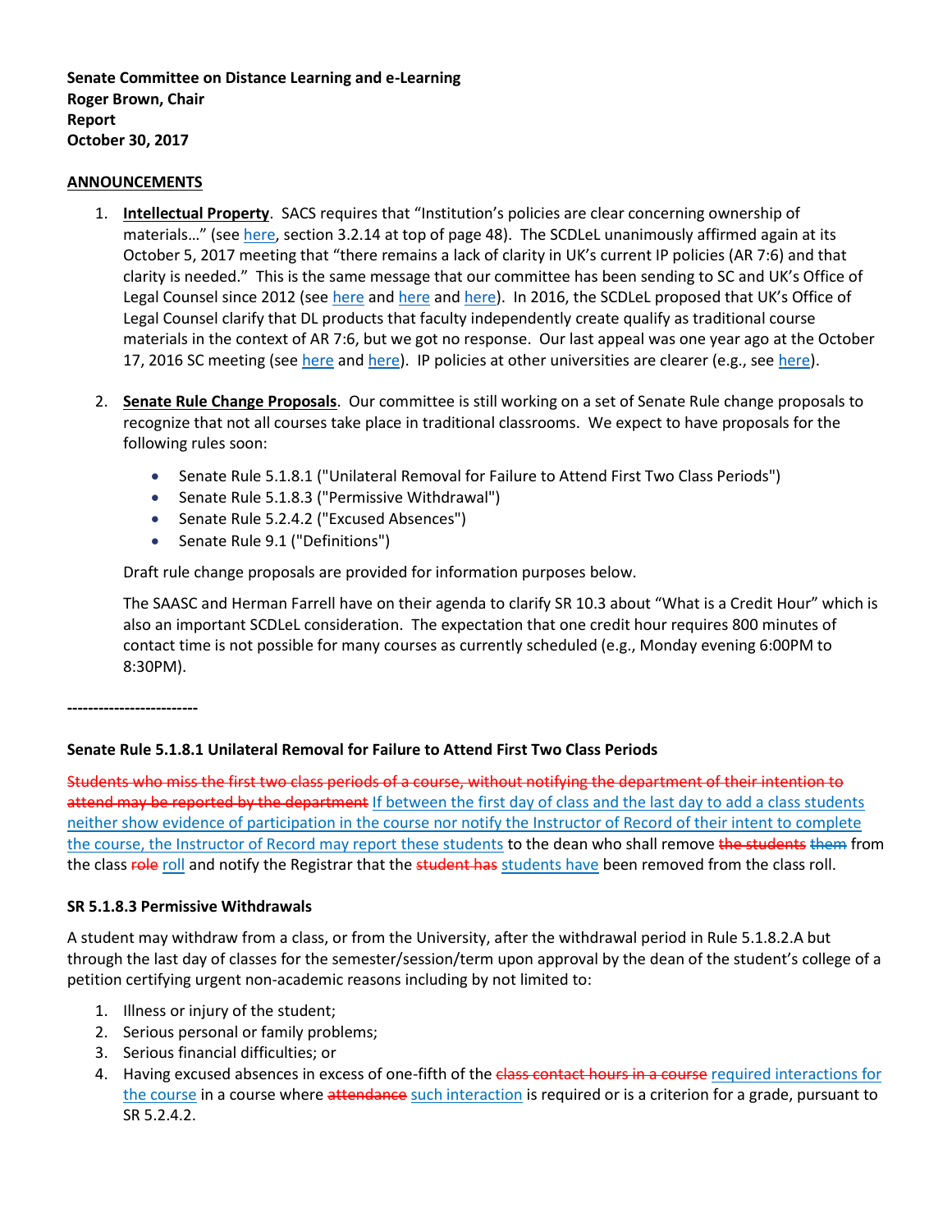**Senate Committee on Distance Learning and e-Learning**
**Roger Brown, Chair**
**Report**
**October 30, 2017**

**ANNOUNCEMENTS**

1. **Intellectual Property**. SACS requires that "Institution's policies are clear concerning ownership of materials…" (see here, section 3.2.14 at top of page 48). The SCDLeL unanimously affirmed again at its October 5, 2017 meeting that "there remains a lack of clarity in UK's current IP policies (AR 7:6) and that clarity is needed." This is the same message that our committee has been sending to SC and UK's Office of Legal Counsel since 2012 (see here and here and here). In 2016, the SCDLeL proposed that UK's Office of Legal Counsel clarify that DL products that faculty independently create qualify as traditional course materials in the context of AR 7:6, but we got no response. Our last appeal was one year ago at the October 17, 2016 SC meeting (see here and here). IP policies at other universities are clearer (e.g., see here).

2. **Senate Rule Change Proposals**. Our committee is still working on a set of Senate Rule change proposals to recognize that not all courses take place in traditional classrooms. We expect to have proposals for the following rules soon:

   - Senate Rule 5.1.8.1 ("Unilateral Removal for Failure to Attend First Two Class Periods")
   - Senate Rule 5.1.8.3 ("Permissive Withdrawal")
   - Senate Rule 5.2.4.2 ("Excused Absences")
   - Senate Rule 9.1 ("Definitions")

   Draft rule change proposals are provided for information purposes below.

   The SAASC and Herman Farrell have on their agenda to clarify SR 10.3 about "What is a Credit Hour" which is also an important SCDLeL consideration. The expectation that one credit hour requires 800 minutes of contact time is not possible for many courses as currently scheduled (e.g., Monday evening 6:00PM to 8:30PM).

-------------------------

**Senate Rule 5.1.8.1 Unilateral Removal for Failure to Attend First Two Class Periods**

~~Students who miss the first two class periods of a course, without notifying the department of their intention to attend may be reported by the department~~ If between the first day of class and the last day to add a class students neither show evidence of participation in the course nor notify the Instructor of Record of their intent to complete the course, the Instructor of Record may report these students to the dean who shall remove ~~the students~~ them from the class ~~role~~ roll and notify the Registrar that the ~~student has~~ students have been removed from the class roll.

**SR 5.1.8.3 Permissive Withdrawals**

A student may withdraw from a class, or from the University, after the withdrawal period in Rule 5.1.8.2.A but through the last day of classes for the semester/session/term upon approval by the dean of the student's college of a petition certifying urgent non-academic reasons including by not limited to:

1. Illness or injury of the student;
2. Serious personal or family problems;
3. Serious financial difficulties; or
4. Having excused absences in excess of one-fifth of the ~~class contact hours in a course~~ required interactions for the course in a course where ~~attendance~~ such interaction is required or is a criterion for a grade, pursuant to SR 5.2.4.2.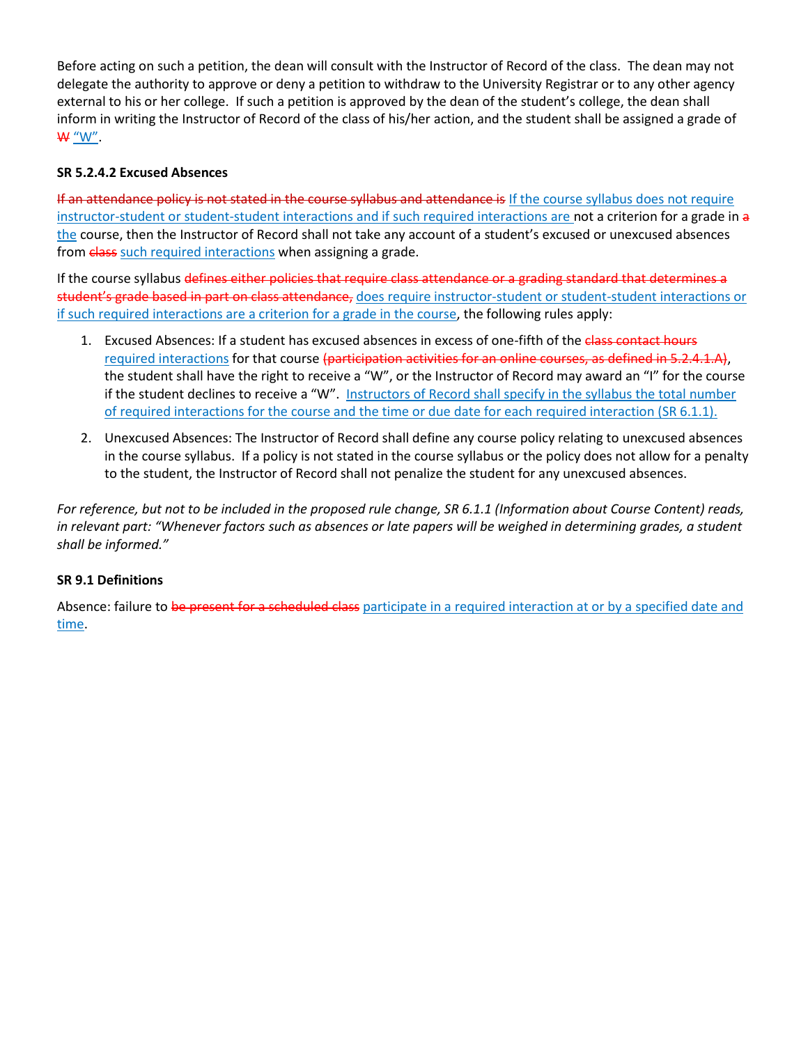Before acting on such a petition, the dean will consult with the Instructor of Record of the class. The dean may not delegate the authority to approve or deny a petition to withdraw to the University Registrar or to any other agency external to his or her college. If such a petition is approved by the dean of the student's college, the dean shall inform in writing the Instructor of Record of the class of his/her action, and the student shall be assigned a grade of ~~W~~ <u>"W"</u>.

**SR 5.2.4.2 Excused Absences**

~~If an attendance policy is not stated in the course syllabus and attendance is~~ <u>If the course syllabus does not require instructor-student or student-student interactions and if such required interactions are</u> not a criterion for a grade in ~~a~~ <u>the</u> course, then the Instructor of Record shall not take any account of a student's excused or unexcused absences from ~~class~~ <u>such required interactions</u> when assigning a grade.

If the course syllabus ~~defines either policies that require class attendance or a grading standard that determines a student's grade based in part on class attendance,~~ <u>does require instructor-student or student-student interactions or if such required interactions are a criterion for a grade in the course</u>, the following rules apply:

1. Excused Absences: If a student has excused absences in excess of one-fifth of the ~~class contact hours~~ <u>required interactions</u> for that course ~~(participation activities for an online courses, as defined in 5.2.4.1.A)~~, the student shall have the right to receive a "W", or the Instructor of Record may award an "I" for the course if the student declines to receive a "W". <u>Instructors of Record shall specify in the syllabus the total number of required interactions for the course and the time or due date for each required interaction (SR 6.1.1).</u>

2. Unexcused Absences: The Instructor of Record shall define any course policy relating to unexcused absences in the course syllabus. If a policy is not stated in the course syllabus or the policy does not allow for a penalty to the student, the Instructor of Record shall not penalize the student for any unexcused absences.

*For reference, but not to be included in the proposed rule change, SR 6.1.1 (Information about Course Content) reads, in relevant part: "Whenever factors such as absences or late papers will be weighed in determining grades, a student shall be informed."*

**SR 9.1 Definitions**

Absence: failure to ~~be present for a scheduled class~~ <u>participate in a required interaction at or by a specified date and time</u>.